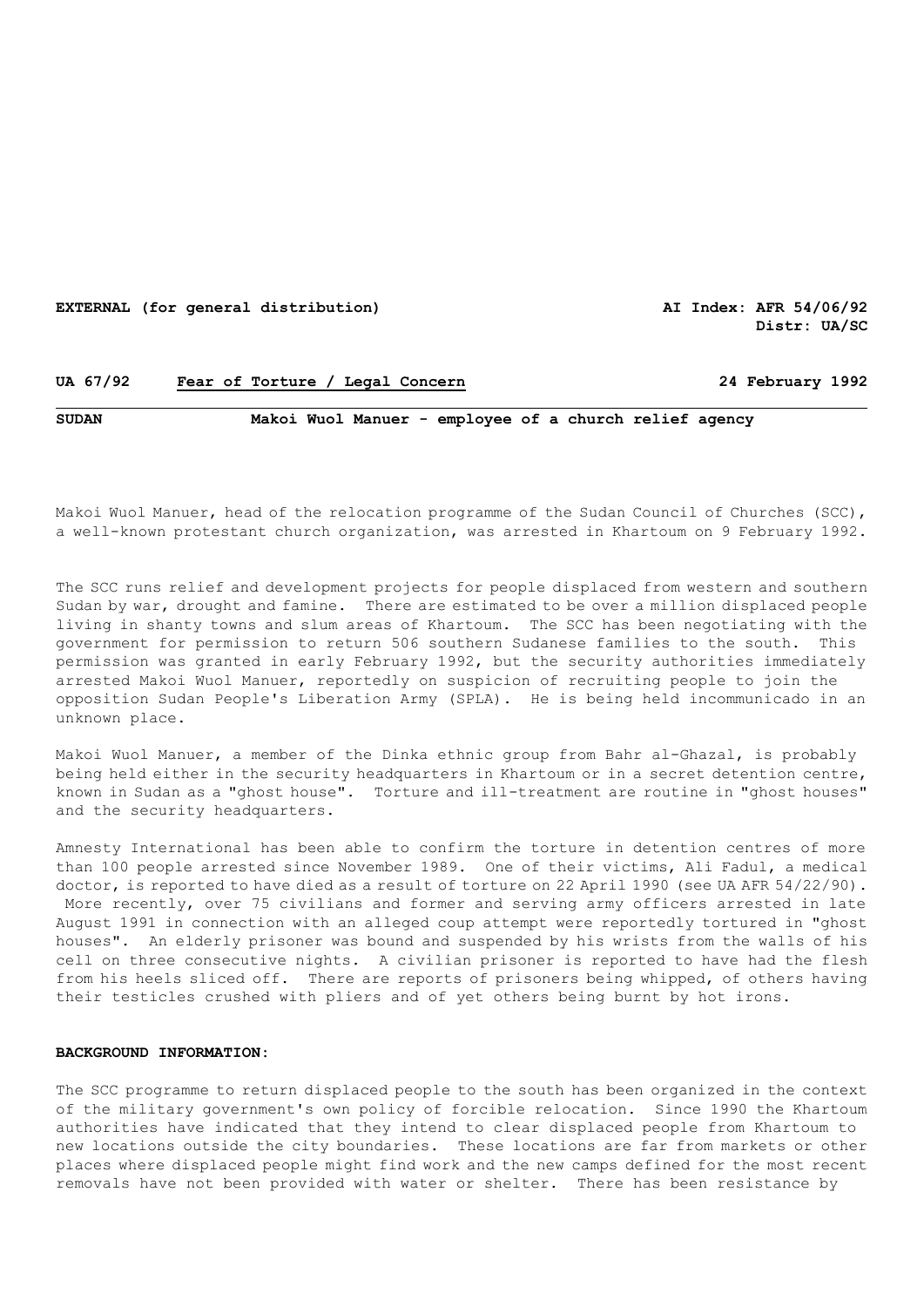**EXTERNAL (for general distribution)** **AI Index: AFR 54/06/92**
**Distr: UA/SC**

**UA 67/92** **Fear of Torture / Legal Concern** **24 February 1992**

**SUDAN** **Makoi Wuol Manuer - employee of a church relief agency**

Makoi Wuol Manuer, head of the relocation programme of the Sudan Council of Churches (SCC), a well-known protestant church organization, was arrested in Khartoum on 9 February 1992.

The SCC runs relief and development projects for people displaced from western and southern Sudan by war, drought and famine. There are estimated to be over a million displaced people living in shanty towns and slum areas of Khartoum. The SCC has been negotiating with the government for permission to return 506 southern Sudanese families to the south. This permission was granted in early February 1992, but the security authorities immediately arrested Makoi Wuol Manuer, reportedly on suspicion of recruiting people to join the opposition Sudan People's Liberation Army (SPLA). He is being held incommunicado in an unknown place.

Makoi Wuol Manuer, a member of the Dinka ethnic group from Bahr al-Ghazal, is probably being held either in the security headquarters in Khartoum or in a secret detention centre, known in Sudan as a "ghost house". Torture and ill-treatment are routine in "ghost houses" and the security headquarters.

Amnesty International has been able to confirm the torture in detention centres of more than 100 people arrested since November 1989. One of their victims, Ali Fadul, a medical doctor, is reported to have died as a result of torture on 22 April 1990 (see UA AFR 54/22/90). More recently, over 75 civilians and former and serving army officers arrested in late August 1991 in connection with an alleged coup attempt were reportedly tortured in "ghost houses". An elderly prisoner was bound and suspended by his wrists from the walls of his cell on three consecutive nights. A civilian prisoner is reported to have had the flesh from his heels sliced off. There are reports of prisoners being whipped, of others having their testicles crushed with pliers and of yet others being burnt by hot irons.

**BACKGROUND INFORMATION:**

The SCC programme to return displaced people to the south has been organized in the context of the military government's own policy of forcible relocation. Since 1990 the Khartoum authorities have indicated that they intend to clear displaced people from Khartoum to new locations outside the city boundaries. These locations are far from markets or other places where displaced people might find work and the new camps defined for the most recent removals have not been provided with water or shelter. There has been resistance by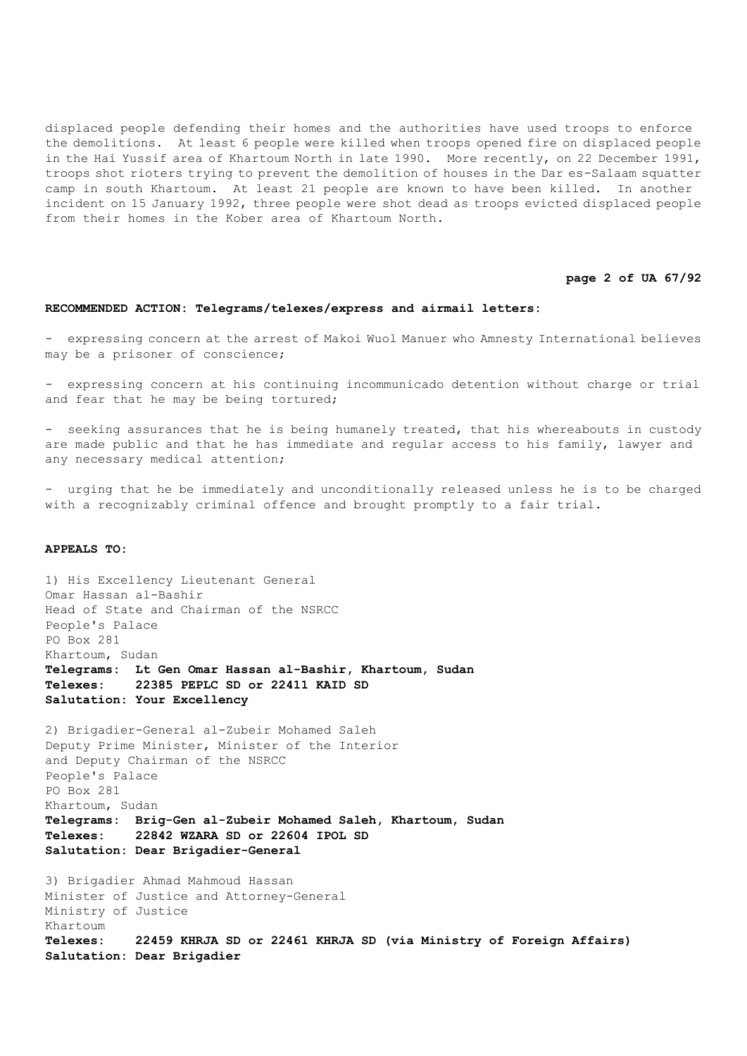displaced people defending their homes and the authorities have used troops to enforce the demolitions. At least 6 people were killed when troops opened fire on displaced people in the Hai Yussif area of Khartoum North in late 1990. More recently, on 22 December 1991, troops shot rioters trying to prevent the demolition of houses in the Dar es-Salaam squatter camp in south Khartoum. At least 21 people are known to have been killed. In another incident on 15 January 1992, three people were shot dead as troops evicted displaced people from their homes in the Kober area of Khartoum North.

**RECOMMENDED ACTION: Telegrams/telexes/express and airmail letters:**

- expressing concern at the arrest of Makoi Wuol Manuer who Amnesty International believes may be a prisoner of conscience;

- expressing concern at his continuing incommunicado detention without charge or trial and fear that he may be being tortured;

- seeking assurances that he is being humanely treated, that his whereabouts in custody are made public and that he has immediate and regular access to his family, lawyer and any necessary medical attention;

- urging that he be immediately and unconditionally released unless he is to be charged with a recognizably criminal offence and brought promptly to a fair trial.

**APPEALS TO:**

1) His Excellency Lieutenant General
Omar Hassan al-Bashir
Head of State and Chairman of the NSRCC
People's Palace
PO Box 281
Khartoum, Sudan
**Telegrams: Lt Gen Omar Hassan al-Bashir, Khartoum, Sudan**
**Telexes: 22385 PEPLC SD or 22411 KAID SD**
**Salutation: Your Excellency**

2) Brigadier-General al-Zubeir Mohamed Saleh
Deputy Prime Minister, Minister of the Interior
and Deputy Chairman of the NSRCC
People's Palace
PO Box 281
Khartoum, Sudan
**Telegrams: Brig-Gen al-Zubeir Mohamed Saleh, Khartoum, Sudan**
**Telexes: 22842 WZARA SD or 22604 IPOL SD**
**Salutation: Dear Brigadier-General**

3) Brigadier Ahmad Mahmoud Hassan
Minister of Justice and Attorney-General
Ministry of Justice
Khartoum
**Telexes: 22459 KHRJA SD or 22461 KHRJA SD (via Ministry of Foreign Affairs)**
**Salutation: Dear Brigadier**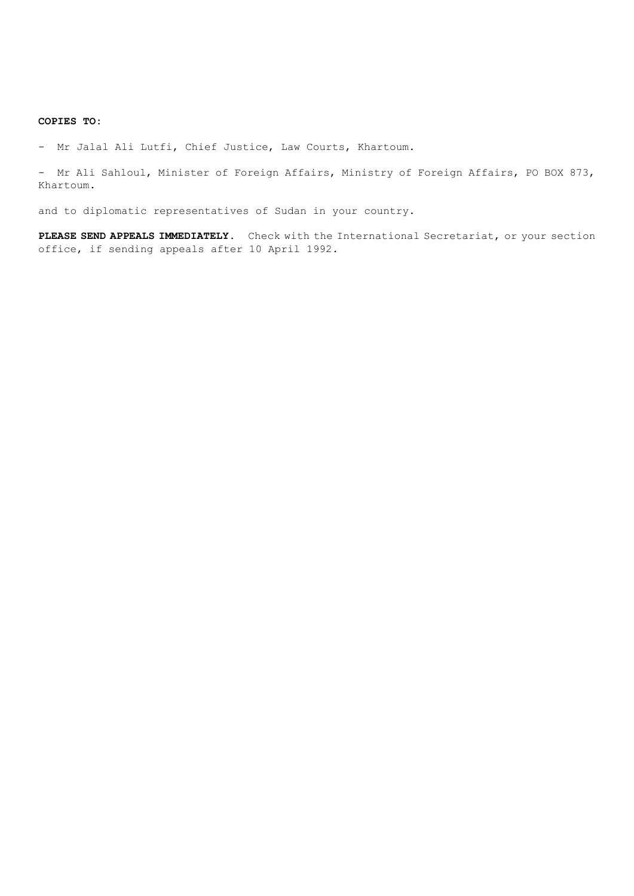**COPIES TO:**

- Mr Jalal Ali Lutfi, Chief Justice, Law Courts, Khartoum.

- Mr Ali Sahloul, Minister of Foreign Affairs, Ministry of Foreign Affairs, PO BOX 873, Khartoum.

and to diplomatic representatives of Sudan in your country.

**PLEASE SEND APPEALS IMMEDIATELY.** Check with the International Secretariat, or your section office, if sending appeals after 10 April 1992.